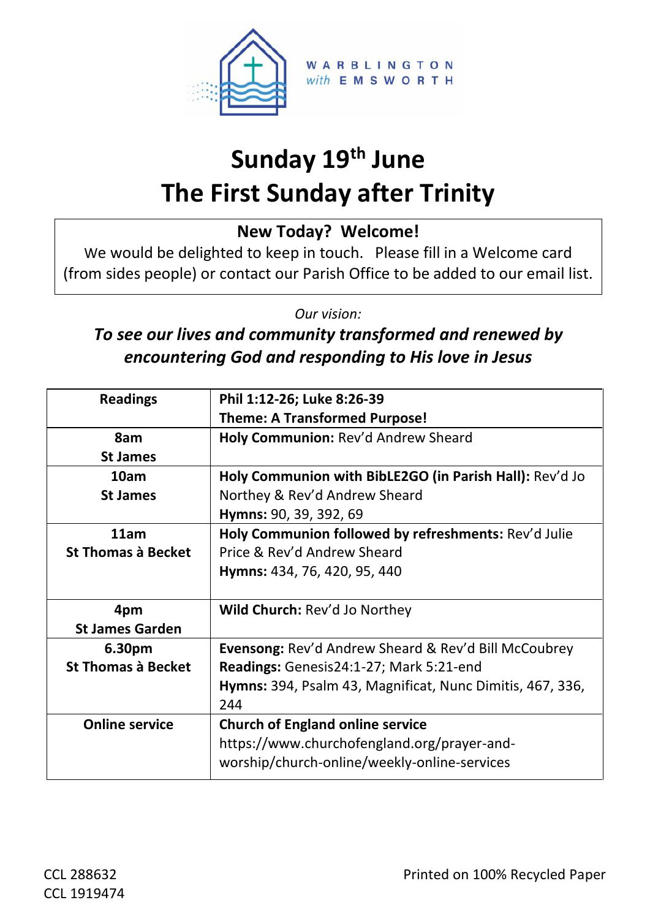WARBLINGTON *with* EMSWORTH

# Sunday 19th June
# The First Sunday after Trinity

**New Today? Welcome!**

We would be delighted to keep in touch. Please fill in a Welcome card (from sides people) or contact our Parish Office to be added to our email list.

*Our vision:*

***To see our lives and community transformed and renewed by encountering God and responding to His love in Jesus***

| **Readings** | **Phil 1:12-26; Luke 8:26-39**<br>**Theme: A Transformed Purpose!** |
|---|---|
| **8am**<br>**St James** | **Holy Communion:** Rev'd Andrew Sheard |
| **10am**<br>**St James** | **Holy Communion with BibLE2GO (in Parish Hall):** Rev'd Jo Northey & Rev'd Andrew Sheard<br>**Hymns:** 90, 39, 392, 69 |
| **11am**<br>**St Thomas à Becket** | **Holy Communion followed by refreshments:** Rev'd Julie Price & Rev'd Andrew Sheard<br>**Hymns:** 434, 76, 420, 95, 440 |
| **4pm**<br>**St James Garden** | **Wild Church:** Rev'd Jo Northey |
| **6.30pm**<br>**St Thomas à Becket** | **Evensong:** Rev'd Andrew Sheard & Rev'd Bill McCoubrey<br>**Readings:** Genesis24:1-27; Mark 5:21-end<br>**Hymns:** 394, Psalm 43, Magnificat, Nunc Dimitis, 467, 336, 244 |
| **Online service** | **Church of England online service**<br>https://www.churchofengland.org/prayer-and-worship/church-online/weekly-online-services |

CCL 288632
CCL 1919474

Printed on 100% Recycled Paper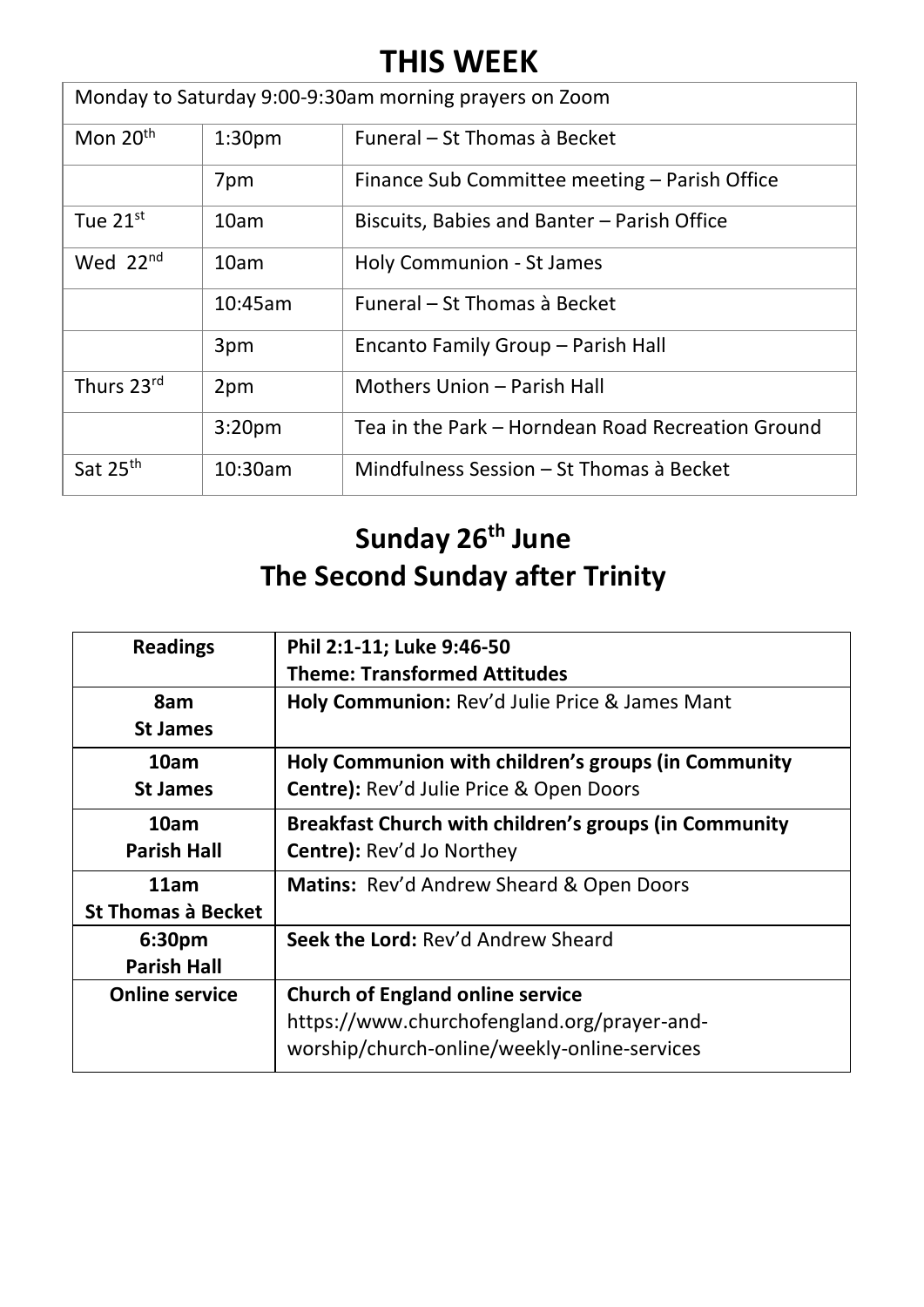# THIS WEEK

| Monday to Saturday 9:00-9:30am morning prayers on Zoom | | |
|---|---|---|
| Mon 20th | 1:30pm | Funeral – St Thomas à Becket |
| | 7pm | Finance Sub Committee meeting – Parish Office |
| Tue 21st | 10am | Biscuits, Babies and Banter – Parish Office |
| Wed 22nd | 10am | Holy Communion - St James |
| | 10:45am | Funeral – St Thomas à Becket |
| | 3pm | Encanto Family Group – Parish Hall |
| Thurs 23rd | 2pm | Mothers Union – Parish Hall |
| | 3:20pm | Tea in the Park – Horndean Road Recreation Ground |
| Sat 25th | 10:30am | Mindfulness Session – St Thomas à Becket |

## Sunday 26th June
## The Second Sunday after Trinity

| **Readings** | **Phil 2:1-11; Luke 9:46-50**<br>**Theme: Transformed Attitudes** |
|---|---|
| **8am**<br>**St James** | **Holy Communion:** Rev'd Julie Price & James Mant |
| **10am**<br>**St James** | **Holy Communion with children's groups (in Community Centre):** Rev'd Julie Price & Open Doors |
| **10am**<br>**Parish Hall** | **Breakfast Church with children's groups (in Community Centre):** Rev'd Jo Northey |
| **11am**<br>**St Thomas à Becket** | **Matins:** Rev'd Andrew Sheard & Open Doors |
| **6:30pm**<br>**Parish Hall** | **Seek the Lord:** Rev'd Andrew Sheard |
| **Online service** | **Church of England online service**<br>https://www.churchofengland.org/prayer-and-worship/church-online/weekly-online-services |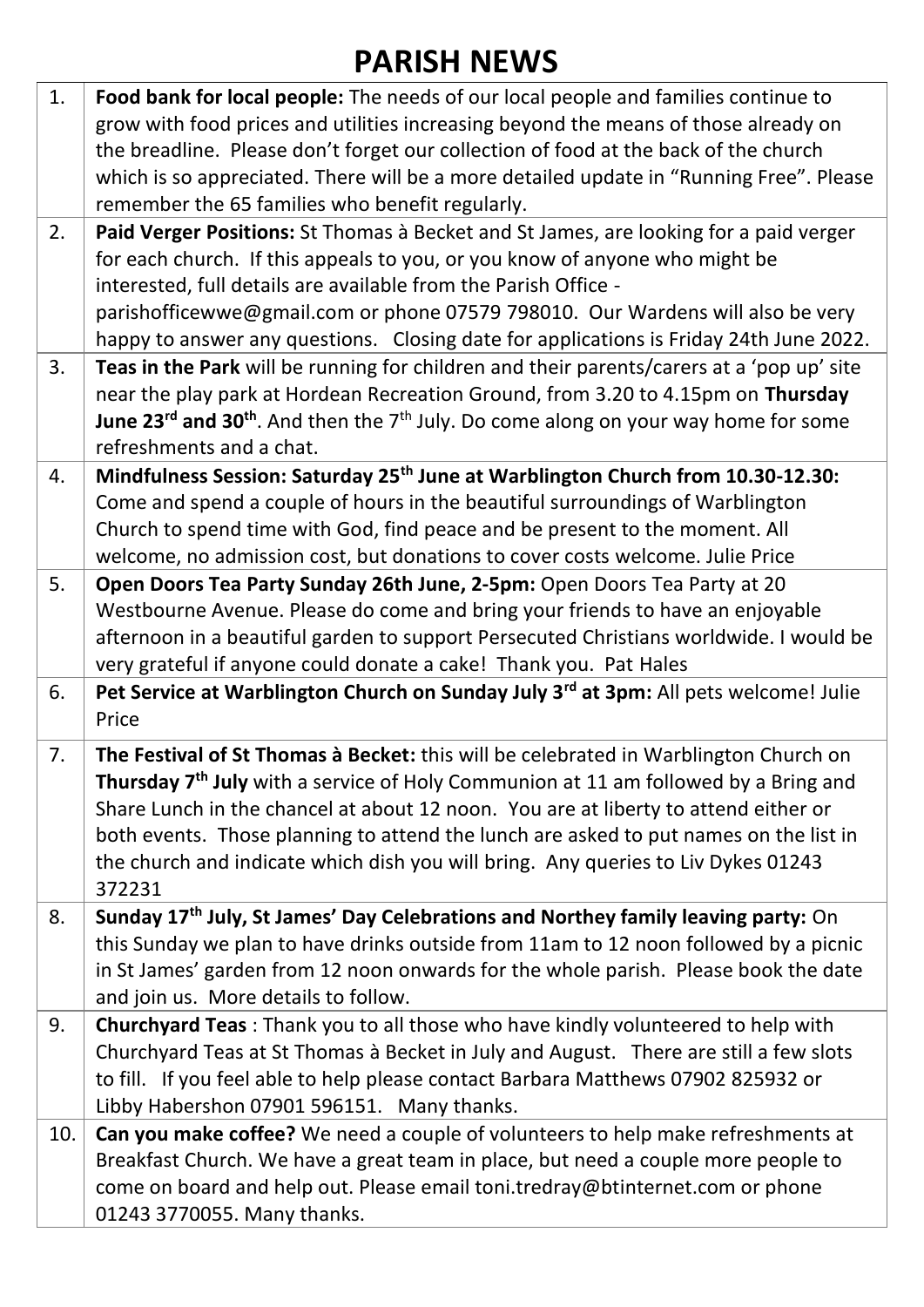# PARISH NEWS

| | |
|---|---|
| 1. | **Food bank for local people:** The needs of our local people and families continue to grow with food prices and utilities increasing beyond the means of those already on the breadline. Please don't forget our collection of food at the back of the church which is so appreciated. There will be a more detailed update in "Running Free". Please remember the 65 families who benefit regularly. |
| 2. | **Paid Verger Positions:** St Thomas à Becket and St James, are looking for a paid verger for each church. If this appeals to you, or you know of anyone who might be interested, full details are available from the Parish Office - parishofficewwe@gmail.com or phone 07579 798010. Our Wardens will also be very happy to answer any questions. Closing date for applications is Friday 24th June 2022. |
| 3. | **Teas in the Park** will be running for children and their parents/carers at a 'pop up' site near the play park at Hordean Recreation Ground, from 3.20 to 4.15pm on **Thursday June 23rd and 30th**. And then the 7th July. Do come along on your way home for some refreshments and a chat. |
| 4. | **Mindfulness Session: Saturday 25th June at Warblington Church from 10.30-12.30:** Come and spend a couple of hours in the beautiful surroundings of Warblington Church to spend time with God, find peace and be present to the moment. All welcome, no admission cost, but donations to cover costs welcome. Julie Price |
| 5. | **Open Doors Tea Party Sunday 26th June, 2-5pm:** Open Doors Tea Party at 20 Westbourne Avenue. Please do come and bring your friends to have an enjoyable afternoon in a beautiful garden to support Persecuted Christians worldwide. I would be very grateful if anyone could donate a cake! Thank you. Pat Hales |
| 6. | **Pet Service at Warblington Church on Sunday July 3rd at 3pm:** All pets welcome! Julie Price |
| 7. | **The Festival of St Thomas à Becket:** this will be celebrated in Warblington Church on **Thursday 7th July** with a service of Holy Communion at 11 am followed by a Bring and Share Lunch in the chancel at about 12 noon. You are at liberty to attend either or both events. Those planning to attend the lunch are asked to put names on the list in the church and indicate which dish you will bring. Any queries to Liv Dykes 01243 372231 |
| 8. | **Sunday 17th July, St James' Day Celebrations and Northey family leaving party:** On this Sunday we plan to have drinks outside from 11am to 12 noon followed by a picnic in St James' garden from 12 noon onwards for the whole parish. Please book the date and join us. More details to follow. |
| 9. | **Churchyard Teas** : Thank you to all those who have kindly volunteered to help with Churchyard Teas at St Thomas à Becket in July and August. There are still a few slots to fill. If you feel able to help please contact Barbara Matthews 07902 825932 or Libby Habershon 07901 596151. Many thanks. |
| 10. | **Can you make coffee?** We need a couple of volunteers to help make refreshments at Breakfast Church. We have a great team in place, but need a couple more people to come on board and help out. Please email toni.tredray@btinternet.com or phone 01243 3770055. Many thanks. |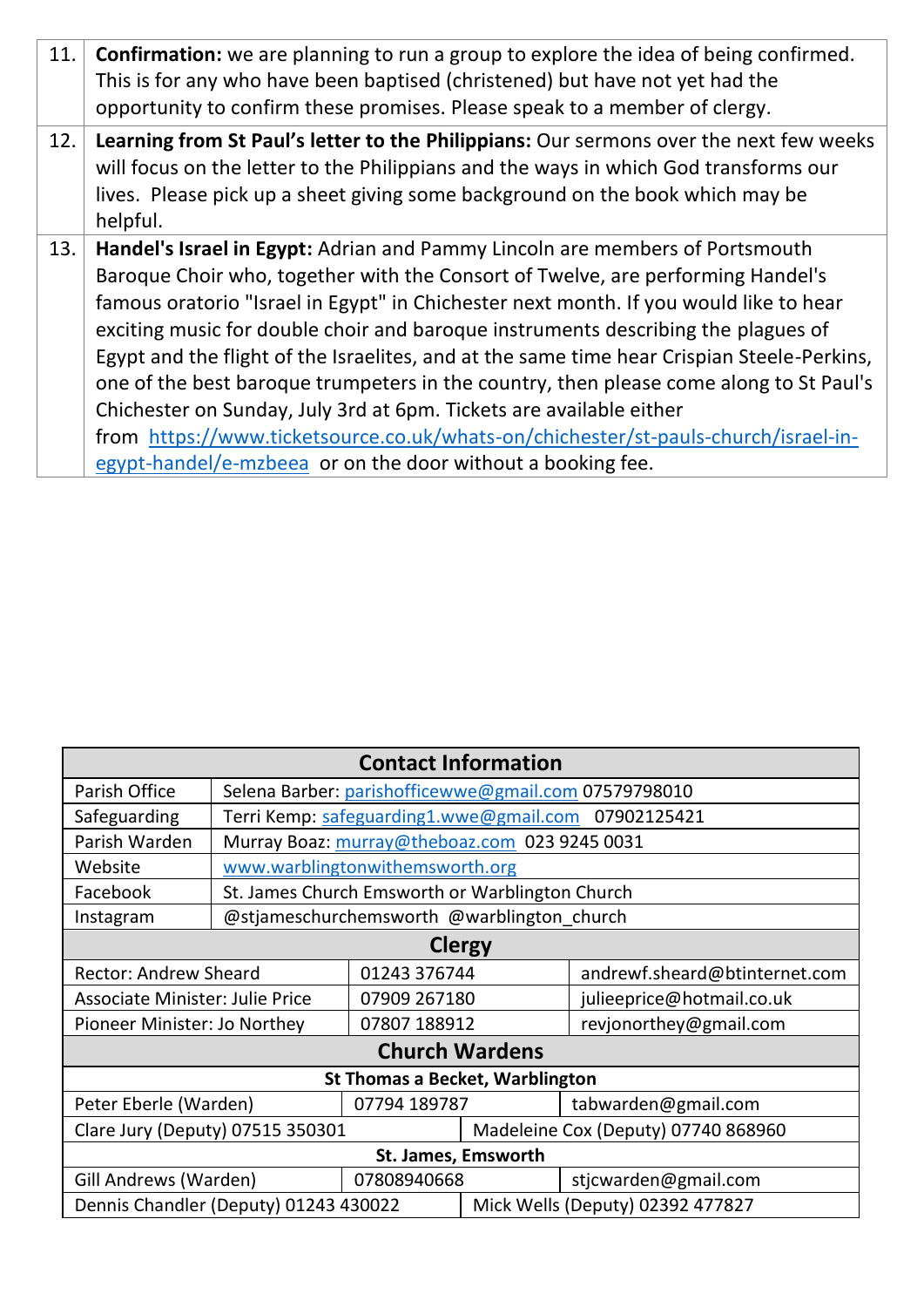| | |
|---|---|
| 11. | **Confirmation:** we are planning to run a group to explore the idea of being confirmed. This is for any who have been baptised (christened) but have not yet had the opportunity to confirm these promises. Please speak to a member of clergy. |
| 12. | **Learning from St Paul's letter to the Philippians:** Our sermons over the next few weeks will focus on the letter to the Philippians and the ways in which God transforms our lives. Please pick up a sheet giving some background on the book which may be helpful. |
| 13. | **Handel's Israel in Egypt:** Adrian and Pammy Lincoln are members of Portsmouth Baroque Choir who, together with the Consort of Twelve, are performing Handel's famous oratorio "Israel in Egypt" in Chichester next month. If you would like to hear exciting music for double choir and baroque instruments describing the plagues of Egypt and the flight of the Israelites, and at the same time hear Crispian Steele-Perkins, one of the best baroque trumpeters in the country, then please come along to St Paul's Chichester on Sunday, July 3rd at 6pm. Tickets are available either from https://www.ticketsource.co.uk/whats-on/chichester/st-pauls-church/israel-in-egypt-handel/e-mzbeea or on the door without a booking fee. |

## Contact Information

| | |
|---|---|
| Parish Office | Selena Barber: parishofficewwe@gmail.com 07579798010 |
| Safeguarding | Terri Kemp: safeguarding1.wwe@gmail.com 07902125421 |
| Parish Warden | Murray Boaz: murray@theboaz.com 023 9245 0031 |
| Website | www.warblingtonwithemsworth.org |
| Facebook | St. James Church Emsworth or Warblington Church |
| Instagram | @stjameschurchemsworth @warblington_church |

## Clergy

| | | |
|---|---|---|
| Rector: Andrew Sheard | 01243 376744 | andrewf.sheard@btinternet.com |
| Associate Minister: Julie Price | 07909 267180 | julieeprice@hotmail.co.uk |
| Pioneer Minister: Jo Northey | 07807 188912 | revjonorthey@gmail.com |

## Church Wardens

**St Thomas a Becket, Warblington**

| | | |
|---|---|---|
| Peter Eberle (Warden) | 07794 189787 | tabwarden@gmail.com |
| Clare Jury (Deputy) 07515 350301 | Madeleine Cox (Deputy) 07740 868960 | |

**St. James, Emsworth**

| | | |
|---|---|---|
| Gill Andrews (Warden) | 07808940668 | stjcwarden@gmail.com |
| Dennis Chandler (Deputy) 01243 430022 | Mick Wells (Deputy) 02392 477827 | |